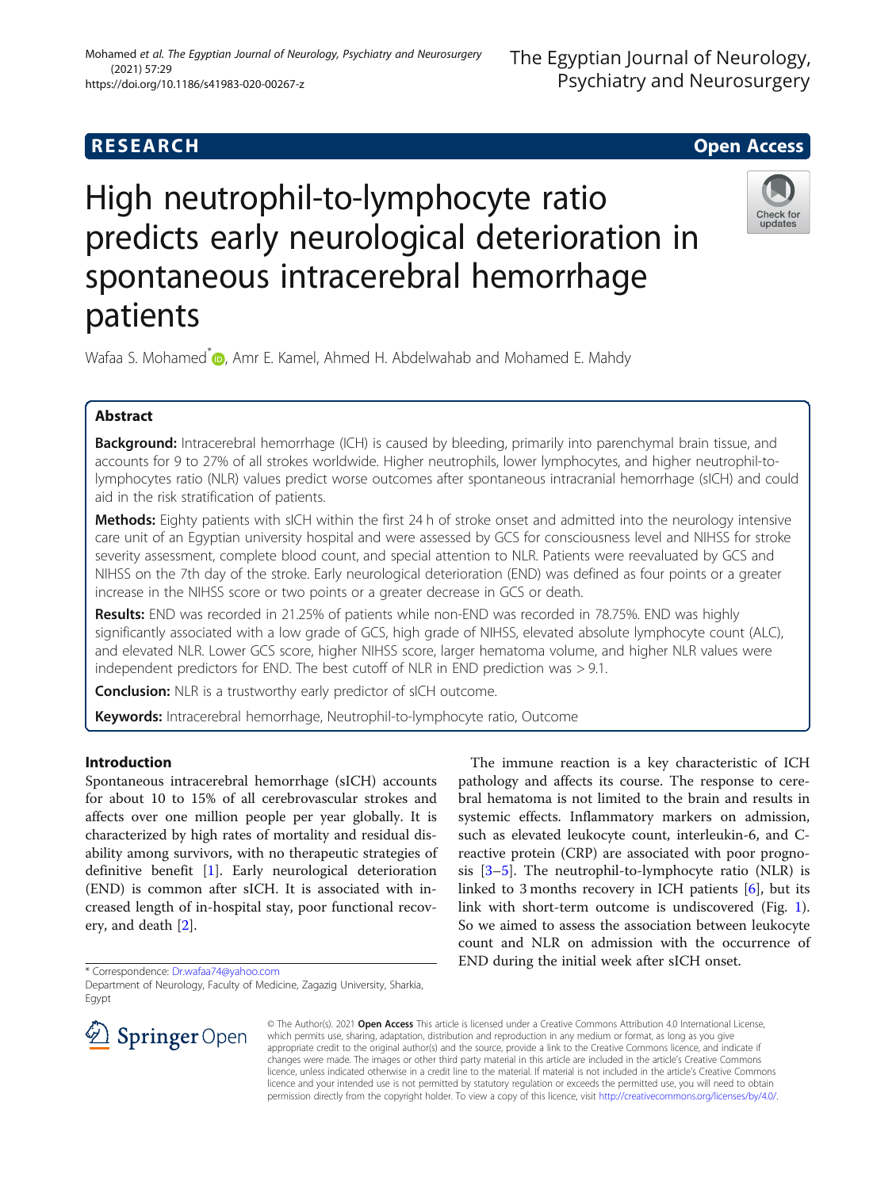RESEARCH Open Access

# High neutrophil-to-lymphocyte ratio predicts early neurological deterioration in spontaneous intracerebral hemorrhage patients

Wafaa S. Mohamed*, Amr E. Kamel, Ahmed H. Abdelwahab and Mohamed E. Mahdy

## Abstract

**Background:** Intracerebral hemorrhage (ICH) is caused by bleeding, primarily into parenchymal brain tissue, and accounts for 9 to 27% of all strokes worldwide. Higher neutrophils, lower lymphocytes, and higher neutrophil-to-lymphocytes ratio (NLR) values predict worse outcomes after spontaneous intracranial hemorrhage (sICH) and could aid in the risk stratification of patients.

**Methods:** Eighty patients with sICH within the first 24 h of stroke onset and admitted into the neurology intensive care unit of an Egyptian university hospital and were assessed by GCS for consciousness level and NIHSS for stroke severity assessment, complete blood count, and special attention to NLR. Patients were reevaluated by GCS and NIHSS on the 7th day of the stroke. Early neurological deterioration (END) was defined as four points or a greater increase in the NIHSS score or two points or a greater decrease in GCS or death.

**Results:** END was recorded in 21.25% of patients while non-END was recorded in 78.75%. END was highly significantly associated with a low grade of GCS, high grade of NIHSS, elevated absolute lymphocyte count (ALC), and elevated NLR. Lower GCS score, higher NIHSS score, larger hematoma volume, and higher NLR values were independent predictors for END. The best cutoff of NLR in END prediction was > 9.1.

**Conclusion:** NLR is a trustworthy early predictor of sICH outcome.

**Keywords:** Intracerebral hemorrhage, Neutrophil-to-lymphocyte ratio, Outcome

## Introduction

Spontaneous intracerebral hemorrhage (sICH) accounts for about 10 to 15% of all cerebrovascular strokes and affects over one million people per year globally. It is characterized by high rates of mortality and residual disability among survivors, with no therapeutic strategies of definitive benefit [1]. Early neurological deterioration (END) is common after sICH. It is associated with increased length of in-hospital stay, poor functional recovery, and death [2].

The immune reaction is a key characteristic of ICH pathology and affects its course. The response to cerebral hematoma is not limited to the brain and results in systemic effects. Inflammatory markers on admission, such as elevated leukocyte count, interleukin-6, and C-reactive protein (CRP) are associated with poor prognosis [3–5]. The neutrophil-to-lymphocyte ratio (NLR) is linked to 3 months recovery in ICH patients [6], but its link with short-term outcome is undiscovered (Fig. 1). So we aimed to assess the association between leukocyte count and NLR on admission with the occurrence of END during the initial week after sICH onset.

* Correspondence: Dr.wafaa74@yahoo.com
Department of Neurology, Faculty of Medicine, Zagazig University, Sharkia, Egypt

© The Author(s). 2021 **Open Access** This article is licensed under a Creative Commons Attribution 4.0 International License, which permits use, sharing, adaptation, distribution and reproduction in any medium or format, as long as you give appropriate credit to the original author(s) and the source, provide a link to the Creative Commons licence, and indicate if changes were made. The images or other third party material in this article are included in the article's Creative Commons licence, unless indicated otherwise in a credit line to the material. If material is not included in the article's Creative Commons licence and your intended use is not permitted by statutory regulation or exceeds the permitted use, you will need to obtain permission directly from the copyright holder. To view a copy of this licence, visit http://creativecommons.org/licenses/by/4.0/.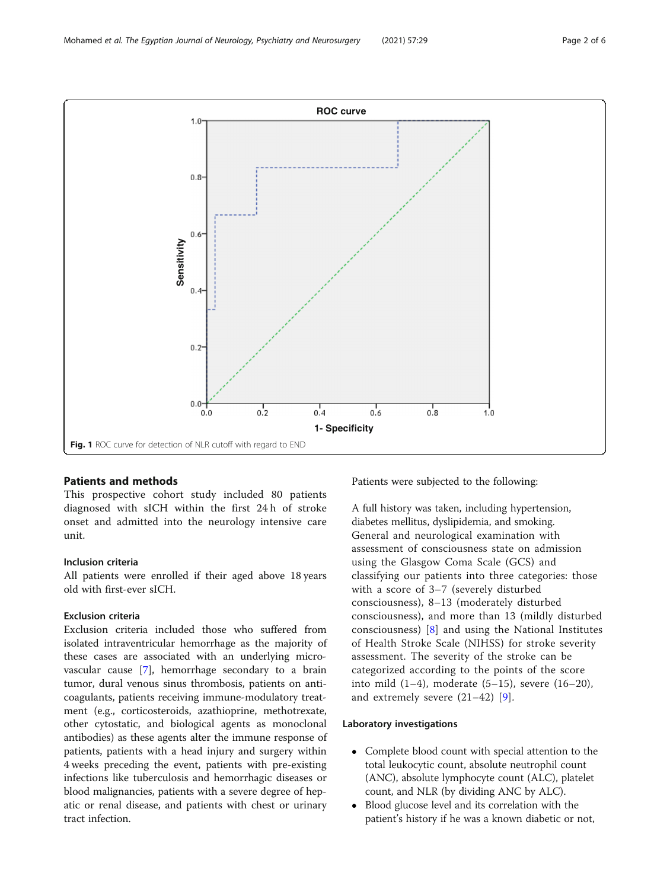Fig. 1 ROC curve for detection of NLR cutoff with regard to END

## Patients and methods

This prospective cohort study included 80 patients diagnosed with sICH within the first 24 h of stroke onset and admitted into the neurology intensive care unit.

### Inclusion criteria

All patients were enrolled if their aged above 18 years old with first-ever sICH.

### Exclusion criteria

Exclusion criteria included those who suffered from isolated intraventricular hemorrhage as the majority of these cases are associated with an underlying microvascular cause [7], hemorrhage secondary to a brain tumor, dural venous sinus thrombosis, patients on anticoagulants, patients receiving immune-modulatory treatment (e.g., corticosteroids, azathioprine, methotrexate, other cytostatic, and biological agents as monoclonal antibodies) as these agents alter the immune response of patients, patients with a head injury and surgery within 4 weeks preceding the event, patients with pre-existing infections like tuberculosis and hemorrhagic diseases or blood malignancies, patients with a severe degree of hepatic or renal disease, and patients with chest or urinary tract infection.

Patients were subjected to the following:

A full history was taken, including hypertension, diabetes mellitus, dyslipidemia, and smoking. General and neurological examination with assessment of consciousness state on admission using the Glasgow Coma Scale (GCS) and classifying our patients into three categories: those with a score of 3–7 (severely disturbed consciousness), 8–13 (moderately disturbed consciousness), and more than 13 (mildly disturbed consciousness) [8] and using the National Institutes of Health Stroke Scale (NIHSS) for stroke severity assessment. The severity of the stroke can be categorized according to the points of the score into mild (1–4), moderate (5–15), severe (16–20), and extremely severe (21–42) [9].

### Laboratory investigations

- Complete blood count with special attention to the total leukocytic count, absolute neutrophil count (ANC), absolute lymphocyte count (ALC), platelet count, and NLR (by dividing ANC by ALC).
- Blood glucose level and its correlation with the patient's history if he was a known diabetic or not,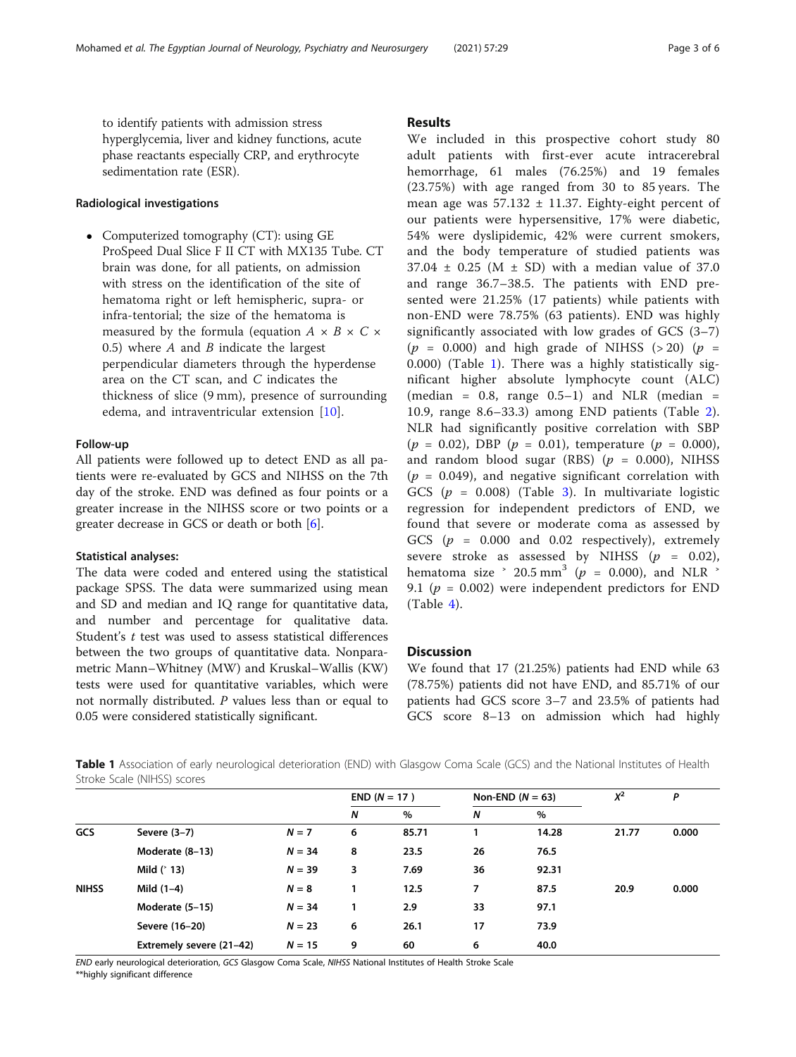to identify patients with admission stress hyperglycemia, liver and kidney functions, acute phase reactants especially CRP, and erythrocyte sedimentation rate (ESR).

### Radiological investigations

- Computerized tomography (CT): using GE ProSpeed Dual Slice F II CT with MX135 Tube. CT brain was done, for all patients, on admission with stress on the identification of the site of hematoma right or left hemispheric, supra- or infra-tentorial; the size of the hematoma is measured by the formula (equation $A \times B \times C \times 0.5$) where $A$ and $B$ indicate the largest perpendicular diameters through the hyperdense area on the CT scan, and $C$ indicates the thickness of slice (9 mm), presence of surrounding edema, and intraventricular extension [10].

### Follow-up

All patients were followed up to detect END as all patients were re-evaluated by GCS and NIHSS on the 7th day of the stroke. END was defined as four points or a greater increase in the NIHSS score or two points or a greater decrease in GCS or death or both [6].

### Statistical analyses:

The data were coded and entered using the statistical package SPSS. The data were summarized using mean and SD and median and IQ range for quantitative data, and number and percentage for qualitative data. Student's $t$ test was used to assess statistical differences between the two groups of quantitative data. Nonparametric Mann–Whitney (MW) and Kruskal–Wallis (KW) tests were used for quantitative variables, which were not normally distributed. $P$ values less than or equal to 0.05 were considered statistically significant.

## Results

We included in this prospective cohort study 80 adult patients with first-ever acute intracerebral hemorrhage, 61 males (76.25%) and 19 females (23.75%) with age ranged from 30 to 85 years. The mean age was 57.132 ± 11.37. Eighty-eight percent of our patients were hypersensitive, 17% were diabetic, 54% were dyslipidemic, 42% were current smokers, and the body temperature of studied patients was 37.04 ± 0.25 (M ± SD) with a median value of 37.0 and range 36.7–38.5. The patients with END presented were 21.25% (17 patients) while patients with non-END were 78.75% (63 patients). END was highly significantly associated with low grades of GCS (3–7) ($p$ = 0.000) and high grade of NIHSS (> 20) ($p$ = 0.000) (Table 1). There was a highly statistically significant higher absolute lymphocyte count (ALC) (median = 0.8, range 0.5–1) and NLR (median = 10.9, range 8.6–33.3) among END patients (Table 2). NLR had significantly positive correlation with SBP ($p$ = 0.02), DBP ($p$ = 0.01), temperature ($p$ = 0.000), and random blood sugar (RBS) ($p$ = 0.000), NIHSS ($p$ = 0.049), and negative significant correlation with GCS ($p$ = 0.008) (Table 3). In multivariate logistic regression for independent predictors of END, we found that severe or moderate coma as assessed by GCS ($p$ = 0.000 and 0.02 respectively), extremely severe stroke as assessed by NIHSS ($p$ = 0.02), hematoma size ˃ 20.5 mm$^3$ ($p$ = 0.000), and NLR ˃ 9.1 ($p$ = 0.002) were independent predictors for END (Table 4).

## Discussion

We found that 17 (21.25%) patients had END while 63 (78.75%) patients did not have END, and 85.71% of our patients had GCS score 3–7 and 23.5% of patients had GCS score 8–13 on admission which had highly

**Table 1** Association of early neurological deterioration (END) with Glasgow Coma Scale (GCS) and the National Institutes of Health Stroke Scale (NIHSS) scores

| | | | END (N = 17) | | Non-END (N = 63) | | $X^2$ | P |
|---|---|---|---|---|---|---|---|---|
| | | | N | % | N | % | | |
| **GCS** | **Severe (3–7)** | **N = 7** | **6** | **85.71** | **1** | **14.28** | **21.77** | **0.000** |
| | **Moderate (8–13)** | **N = 34** | **8** | **23.5** | **26** | **76.5** | | |
| | **Mild (˃ 13)** | **N = 39** | **3** | **7.69** | **36** | **92.31** | | |
| **NIHSS** | **Mild (1–4)** | **N = 8** | **1** | **12.5** | **7** | **87.5** | **20.9** | **0.000** |
| | **Moderate (5–15)** | **N = 34** | **1** | **2.9** | **33** | **97.1** | | |
| | **Severe (16–20)** | **N = 23** | **6** | **26.1** | **17** | **73.9** | | |
| | **Extremely severe (21–42)** | **N = 15** | **9** | **60** | **6** | **40.0** | | |

*END* early neurological deterioration, *GCS* Glasgow Coma Scale, *NIHSS* National Institutes of Health Stroke Scale
**highly significant difference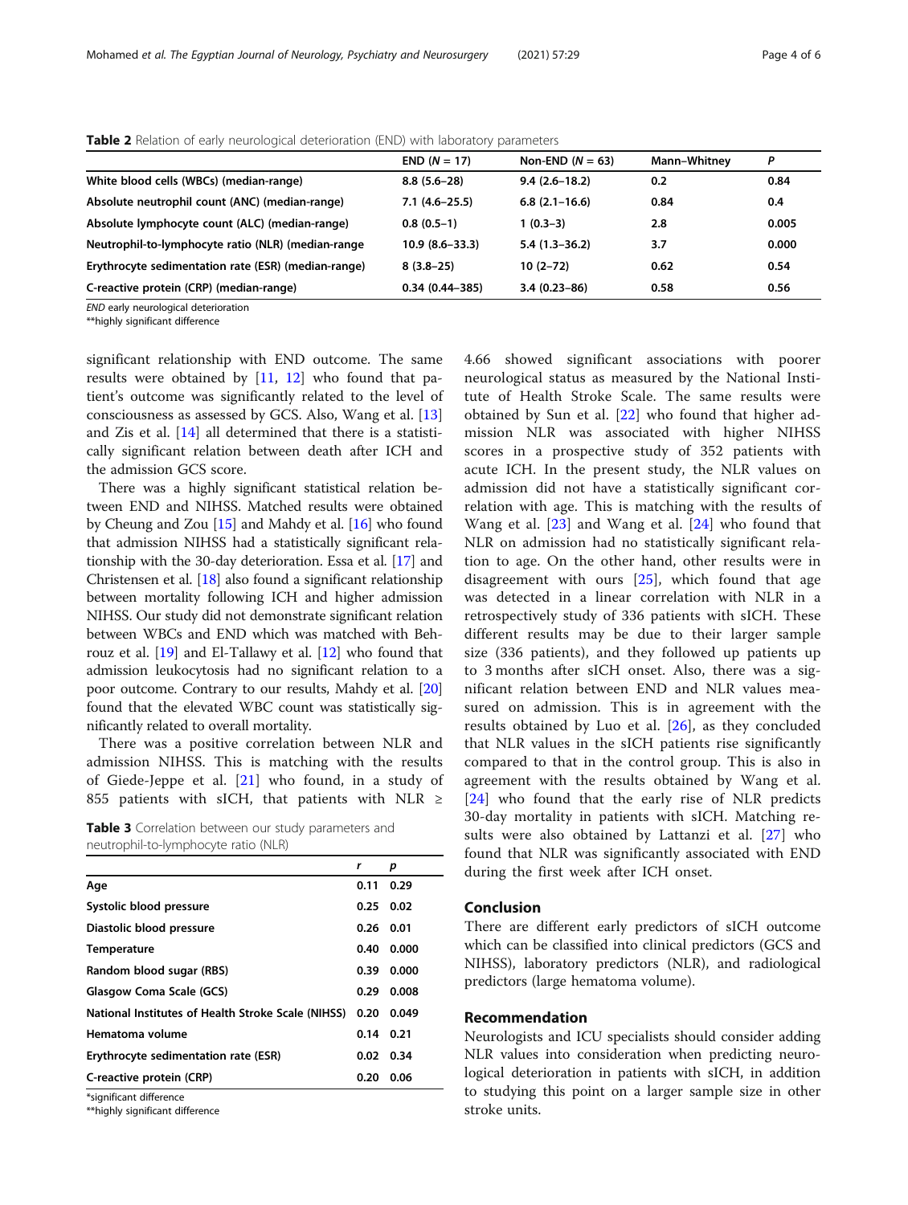**Table 2** Relation of early neurological deterioration (END) with laboratory parameters

| | END (*N* = 17) | Non-END (*N* = 63) | Mann–Whitney | *P* |
|---|---|---|---|---|
| White blood cells (WBCs) (median-range) | 8.8 (5.6–28) | 9.4 (2.6–18.2) | 0.2 | 0.84 |
| Absolute neutrophil count (ANC) (median-range) | 7.1 (4.6–25.5) | 6.8 (2.1–16.6) | 0.84 | 0.4 |
| Absolute lymphocyte count (ALC) (median-range) | 0.8 (0.5–1) | 1 (0.3–3) | 2.8 | 0.005 |
| Neutrophil-to-lymphocyte ratio (NLR) (median-range | 10.9 (8.6–33.3) | 5.4 (1.3–36.2) | 3.7 | 0.000 |
| Erythrocyte sedimentation rate (ESR) (median-range) | 8 (3.8–25) | 10 (2–72) | 0.62 | 0.54 |
| C-reactive protein (CRP) (median-range) | 0.34 (0.44–385) | 3.4 (0.23–86) | 0.58 | 0.56 |

*END* early neurological deterioration
**highly significant difference

significant relationship with END outcome. The same results were obtained by [11, 12] who found that patient's outcome was significantly related to the level of consciousness as assessed by GCS. Also, Wang et al. [13] and Zis et al. [14] all determined that there is a statistically significant relation between death after ICH and the admission GCS score.

There was a highly significant statistical relation between END and NIHSS. Matched results were obtained by Cheung and Zou [15] and Mahdy et al. [16] who found that admission NIHSS had a statistically significant relationship with the 30-day deterioration. Essa et al. [17] and Christensen et al. [18] also found a significant relationship between mortality following ICH and higher admission NIHSS. Our study did not demonstrate significant relation between WBCs and END which was matched with Behrouz et al. [19] and El-Tallawy et al. [12] who found that admission leukocytosis had no significant relation to a poor outcome. Contrary to our results, Mahdy et al. [20] found that the elevated WBC count was statistically significantly related to overall mortality.

There was a positive correlation between NLR and admission NIHSS. This is matching with the results of Giede-Jeppe et al. [21] who found, in a study of 855 patients with sICH, that patients with NLR ≥ 4.66 showed significant associations with poorer neurological status as measured by the National Institute of Health Stroke Scale. The same results were obtained by Sun et al. [22] who found that higher admission NLR was associated with higher NIHSS scores in a prospective study of 352 patients with acute ICH. In the present study, the NLR values on admission did not have a statistically significant correlation with age. This is matching with the results of Wang et al. [23] and Wang et al. [24] who found that NLR on admission had no statistically significant relation to age. On the other hand, other results were in disagreement with ours [25], which found that age was detected in a linear correlation with NLR in a retrospectively study of 336 patients with sICH. These different results may be due to their larger sample size (336 patients), and they followed up patients up to 3 months after sICH onset. Also, there was a significant relation between END and NLR values measured on admission. This is in agreement with the results obtained by Luo et al. [26], as they concluded that NLR values in the sICH patients rise significantly compared to that in the control group. This is also in agreement with the results obtained by Wang et al. [24] who found that the early rise of NLR predicts 30-day mortality in patients with sICH. Matching results were also obtained by Lattanzi et al. [27] who found that NLR was significantly associated with END during the first week after ICH onset.

**Table 3** Correlation between our study parameters and neutrophil-to-lymphocyte ratio (NLR)

| | *r* | *p* |
|---|---|---|
| Age | 0.11 | 0.29 |
| Systolic blood pressure | 0.25 | 0.02 |
| Diastolic blood pressure | 0.26 | 0.01 |
| Temperature | 0.40 | 0.000 |
| Random blood sugar (RBS) | 0.39 | 0.000 |
| Glasgow Coma Scale (GCS) | 0.29 | 0.008 |
| National Institutes of Health Stroke Scale (NIHSS) | 0.20 | 0.049 |
| Hematoma volume | 0.14 | 0.21 |
| Erythrocyte sedimentation rate (ESR) | 0.02 | 0.34 |
| C-reactive protein (CRP) | 0.20 | 0.06 |

*significant difference
**highly significant difference

## Conclusion

There are different early predictors of sICH outcome which can be classified into clinical predictors (GCS and NIHSS), laboratory predictors (NLR), and radiological predictors (large hematoma volume).

## Recommendation

Neurologists and ICU specialists should consider adding NLR values into consideration when predicting neurological deterioration in patients with sICH, in addition to studying this point on a larger sample size in other stroke units.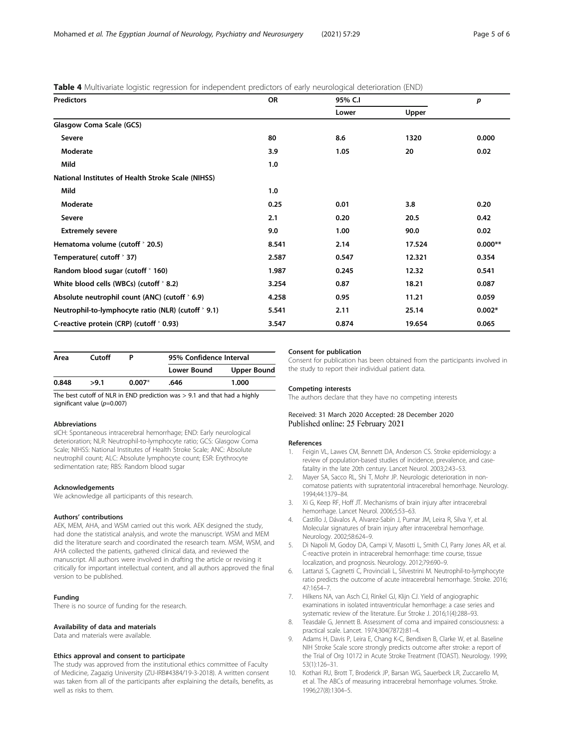**Table 4** Multivariate logistic regression for independent predictors of early neurological deterioration (END)

| Predictors | OR | 95% C.I | | p |
|---|---|---|---|---|
| | | Lower | Upper | |
| **Glasgow Coma Scale (GCS)** | | | | |
| **Severe** | **80** | **8.6** | **1320** | **0.000** |
| **Moderate** | **3.9** | **1.05** | **20** | **0.02** |
| **Mild** | **1.0** | | | |
| **National Institutes of Health Stroke Scale (NIHSS)** | | | | |
| **Mild** | **1.0** | | | |
| **Moderate** | **0.25** | **0.01** | **3.8** | **0.20** |
| **Severe** | **2.1** | **0.20** | **20.5** | **0.42** |
| **Extremely severe** | **9.0** | **1.00** | **90.0** | **0.02** |
| **Hematoma volume (cutoff ˃ 20.5)** | **8.541** | **2.14** | **17.524** | **0.000**** |
| **Temperature( cutoff ˃ 37)** | **2.587** | **0.547** | **12.321** | **0.354** |
| **Random blood sugar (cutoff ˃ 160)** | **1.987** | **0.245** | **12.32** | **0.541** |
| **White blood cells (WBCs) (cutoff ˃ 8.2)** | **3.254** | **0.87** | **18.21** | **0.087** |
| **Absolute neutrophil count (ANC) (cutoff ˃ 6.9)** | **4.258** | **0.95** | **11.21** | **0.059** |
| **Neutrophil-to-lymphocyte ratio (NLR) (cutoff ˃ 9.1)** | **5.541** | **2.11** | **25.14** | **0.002*** |
| **C-reactive protein (CRP) (cutoff ˃ 0.93)** | **3.547** | **0.874** | **19.654** | **0.065** |

| Area | Cutoff | P | 95% Confidence Interval | |
|---|---|---|---|---|
| | | | Lower Bound | Upper Bound |
| 0.848 | >9.1 | 0.007* | .646 | 1.000 |

The best cutoff of NLR in END prediction was > 9.1 and that had a highly significant value (*p*=0.007)

#### Abbreviations

sICH: Spontaneous intracerebral hemorrhage; END: Early neurological deterioration; NLR: Neutrophil-to-lymphocyte ratio; GCS: Glasgow Coma Scale; NIHSS: National Institutes of Health Stroke Scale; ANC: Absolute neutrophil count; ALC: Absolute lymphocyte count; ESR: Erythrocyte sedimentation rate; RBS: Random blood sugar

#### Acknowledgements

We acknowledge all participants of this research.

#### Authors' contributions

AEK, MEM, AHA, and WSM carried out this work. AEK designed the study, had done the statistical analysis, and wrote the manuscript. WSM and MEM did the literature search and coordinated the research team. MSM, WSM, and AHA collected the patients, gathered clinical data, and reviewed the manuscript. All authors were involved in drafting the article or revising it critically for important intellectual content, and all authors approved the final version to be published.

#### Funding

There is no source of funding for the research.

#### Availability of data and materials

Data and materials were available.

#### Ethics approval and consent to participate

The study was approved from the institutional ethics committee of Faculty of Medicine, Zagazig University (ZU-IRB#4384/19-3-2018). A written consent was taken from all of the participants after explaining the details, benefits, as well as risks to them.

#### Consent for publication

Consent for publication has been obtained from the participants involved in the study to report their individual patient data.

#### Competing interests

The authors declare that they have no competing interests

Received: 31 March 2020 Accepted: 28 December 2020
Published online: 25 February 2021

#### References

1. Feigin VL, Lawes CM, Bennett DA, Anderson CS. Stroke epidemiology: a review of population-based studies of incidence, prevalence, and case-fatality in the late 20th century. Lancet Neurol. 2003;2:43–53.
2. Mayer SA, Sacco RL, Shi T, Mohr JP. Neurologic deterioration in non-comatose patients with supratentorial intracerebral hemorrhage. Neurology. 1994;44:1379–84.
3. Xi G, Keep RF, Hoff JT. Mechanisms of brain injury after intracerebral hemorrhage. Lancet Neurol. 2006;5:53–63.
4. Castillo J, Dávalos A, Alvarez-Sabín J, Pumar JM, Leira R, Silva Y, et al. Molecular signatures of brain injury after intracerebral hemorrhage. Neurology. 2002;58:624–9.
5. Di Napoli M, Godoy DA, Campi V, Masotti L, Smith CJ, Parry Jones AR, et al. C-reactive protein in intracerebral hemorrhage: time course, tissue localization, and prognosis. Neurology. 2012;79:690–9.
6. Lattanzi S, Cagnetti C, Provinciali L, Silvestrini M. Neutrophil-to-lymphocyte ratio predicts the outcome of acute intracerebral hemorrhage. Stroke. 2016; 47:1654–7.
7. Hilkens NA, van Asch CJ, Rinkel GJ, Klijn CJ. Yield of angiographic examinations in isolated intraventricular hemorrhage: a case series and systematic review of the literature. Eur Stroke J. 2016;1(4):288–93.
8. Teasdale G, Jennett B. Assessment of coma and impaired consciousness: a practical scale. Lancet. 1974;304(7872):81–4.
9. Adams H, Davis P, Leira E, Chang K-C, Bendixen B, Clarke W, et al. Baseline NIH Stroke Scale score strongly predicts outcome after stroke: a report of the Trial of Org 10172 in Acute Stroke Treatment (TOAST). Neurology. 1999; 53(1):126–31.
10. Kothari RU, Brott T, Broderick JP, Barsan WG, Sauerbeck LR, Zuccarello M, et al. The ABCs of measuring intracerebral hemorrhage volumes. Stroke. 1996;27(8):1304–5.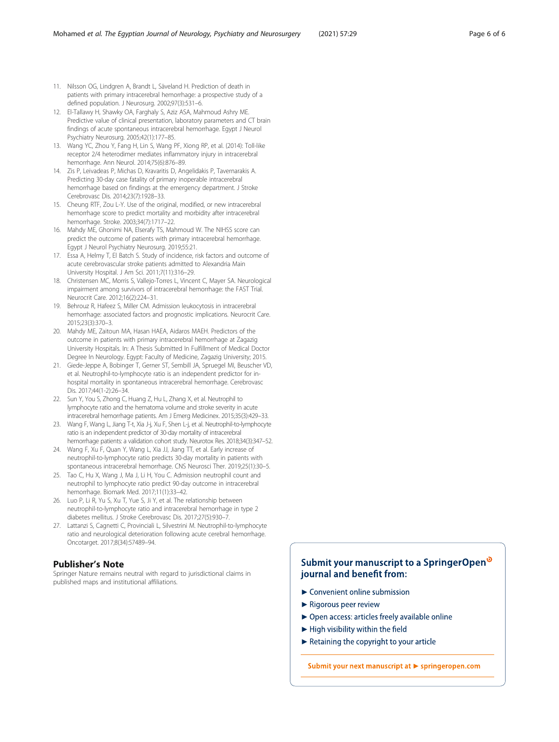11. Nilsson OG, Lindgren A, Brandt L, Säveland H. Prediction of death in patients with primary intracerebral hemorrhage: a prospective study of a defined population. J Neurosurg. 2002;97(3):531–6.
12. El-Tallawy H, Shawky OA, Farghaly S, Aziz ASA, Mahmoud Ashry ME. Predictive value of clinical presentation, laboratory parameters and CT brain findings of acute spontaneous intracerebral hemorrhage. Egypt J Neurol Psychiatry Neurosurg. 2005;42(1):177–85.
13. Wang YC, Zhou Y, Fang H, Lin S, Wang PF, Xiong RP, et al. (2014): Toll-like receptor 2/4 heterodimer mediates inflammatory injury in intracerebral hemorrhage. Ann Neurol. 2014;75(6):876–89.
14. Zis P, Leivadeas P, Michas D, Kravaritis D, Angelidakis P, Tavernarakis A. Predicting 30-day case fatality of primary inoperable intracerebral hemorrhage based on findings at the emergency department. J Stroke Cerebrovasc Dis. 2014;23(7):1928–33.
15. Cheung RTF, Zou L-Y. Use of the original, modified, or new intracerebral hemorrhage score to predict mortality and morbidity after intracerebral hemorrhage. Stroke. 2003;34(7):1717–22.
16. Mahdy ME, Ghonimi NA, Elserafy TS, Mahmoud W. The NIHSS score can predict the outcome of patients with primary intracerebral hemorrhage. Egypt J Neurol Psychiatry Neurosurg. 2019;55:21.
17. Essa A, Helmy T, El Batch S. Study of incidence, risk factors and outcome of acute cerebrovascular stroke patients admitted to Alexandria Main University Hospital. J Am Sci. 2011;7(11):316–29.
18. Christensen MC, Morris S, Vallejo-Torres L, Vincent C, Mayer SA. Neurological impairment among survivors of intracerebral hemorrhage: the FAST Trial. Neurocrit Care. 2012;16(2):224–31.
19. Behrouz R, Hafeez S, Miller CM. Admission leukocytosis in intracerebral hemorrhage: associated factors and prognostic implications. Neurocrit Care. 2015;23(3):370–3.
20. Mahdy ME, Zaitoun MA, Hasan HAEA, Aidaros MAEH. Predictors of the outcome in patients with primary intracerebral hemorrhage at Zagazig University Hospitals. In: A Thesis Submitted In Fulfillment of Medical Doctor Degree In Neurology. Egypt: Faculty of Medicine, Zagazig University; 2015.
21. Giede-Jeppe A, Bobinger T, Gerner ST, Sembill JA, Sprugel MI, Beuscher VD, et al. Neutrophil-to-lymphocyte ratio is an independent predictor for in-hospital mortality in spontaneous intracerebral hemorrhage. Cerebrovasc Dis. 2017;44(1-2):26–34.
22. Sun Y, You S, Zhong C, Huang Z, Hu L, Zhang X, et al. Neutrophil to lymphocyte ratio and the hematoma volume and stroke severity in acute intracerebral hemorrhage patients. Am J Emerg Medicinex. 2015;35(3):429–33.
23. Wang F, Wang L, Jiang T-t, Xia J-j, Xu F, Shen L-j, et al. Neutrophil-to-lymphocyte ratio is an independent predictor of 30-day mortality of intracerebral hemorrhage patients: a validation cohort study. Neurotox Res. 2018;34(3):347–52.
24. Wang F, Xu F, Quan Y, Wang L, Xia JJ, Jiang TT, et al. Early increase of neutrophil-to-lymphocyte ratio predicts 30-day mortality in patients with spontaneous intracerebral hemorrhage. CNS Neurosci Ther. 2019;25(1):30–5.
25. Tao C, Hu X, Wang J, Ma J, Li H, You C. Admission neutrophil count and neutrophil to lymphocyte ratio predict 90-day outcome in intracerebral hemorrhage. Biomark Med. 2017;11(1):33–42.
26. Luo P, Li R, Yu S, Xu T, Yue S, Ji Y, et al. The relationship between neutrophil-to-lymphocyte ratio and intracerebral hemorrhage in type 2 diabetes mellitus. J Stroke Cerebrovasc Dis. 2017;27(5):930–7.
27. Lattanzi S, Cagnetti C, Provinciali L, Silvestrini M. Neutrophil-to-lymphocyte ratio and neurological deterioration following acute cerebral hemorrhage. Oncotarget. 2017;8(34):57489–94.

## Publisher's Note

Springer Nature remains neutral with regard to jurisdictional claims in published maps and institutional affiliations.

**Submit your manuscript to a SpringerOpen journal and benefit from:**

- ► Convenient online submission
- ► Rigorous peer review
- ► Open access: articles freely available online
- ► High visibility within the field
- ► Retaining the copyright to your article

**Submit your next manuscript at ► springeropen.com**